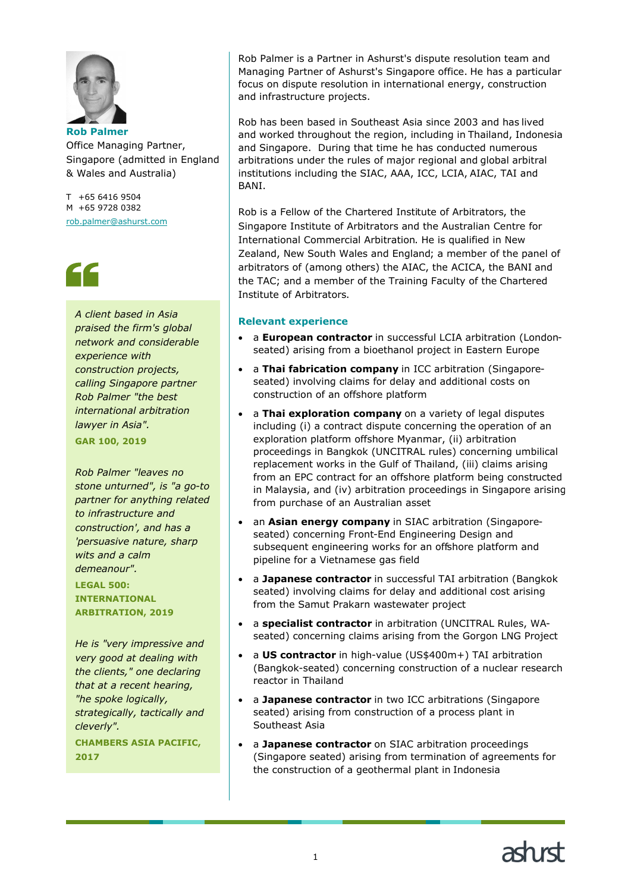**Rob Palmer**
Office Managing Partner, Singapore (admitted in England & Wales and Australia)

T +65 6416 9504
M +65 9728 0382
rob.palmer@ashurst.com

*A client based in Asia praised the firm's global network and considerable experience with construction projects, calling Singapore partner Rob Palmer "the best international arbitration lawyer in Asia".*

**GAR 100, 2019**

*Rob Palmer "leaves no stone unturned", is "a go-to partner for anything related to infrastructure and construction', and has a 'persuasive nature, sharp wits and a calm demeanour".*

**LEGAL 500: INTERNATIONAL ARBITRATION, 2019**

*He is "very impressive and very good at dealing with the clients," one declaring that at a recent hearing, "he spoke logically, strategically, tactically and cleverly".*

**CHAMBERS ASIA PACIFIC, 2017**

Rob Palmer is a Partner in Ashurst's dispute resolution team and Managing Partner of Ashurst's Singapore office. He has a particular focus on dispute resolution in international energy, construction and infrastructure projects.

Rob has been based in Southeast Asia since 2003 and has lived and worked throughout the region, including in Thailand, Indonesia and Singapore. During that time he has conducted numerous arbitrations under the rules of major regional and global arbitral institutions including the SIAC, AAA, ICC, LCIA, AIAC, TAI and BANI.

Rob is a Fellow of the Chartered Institute of Arbitrators, the Singapore Institute of Arbitrators and the Australian Centre for International Commercial Arbitration. He is qualified in New Zealand, New South Wales and England; a member of the panel of arbitrators of (among others) the AIAC, the ACICA, the BANI and the TAC; and a member of the Training Faculty of the Chartered Institute of Arbitrators.

## Relevant experience

- a **European contractor** in successful LCIA arbitration (London-seated) arising from a bioethanol project in Eastern Europe
- a **Thai fabrication company** in ICC arbitration (Singapore-seated) involving claims for delay and additional costs on construction of an offshore platform
- a **Thai exploration company** on a variety of legal disputes including (i) a contract dispute concerning the operation of an exploration platform offshore Myanmar, (ii) arbitration proceedings in Bangkok (UNCITRAL rules) concerning umbilical replacement works in the Gulf of Thailand, (iii) claims arising from an EPC contract for an offshore platform being constructed in Malaysia, and (iv) arbitration proceedings in Singapore arising from purchase of an Australian asset
- an **Asian energy company** in SIAC arbitration (Singapore-seated) concerning Front-End Engineering Design and subsequent engineering works for an offshore platform and pipeline for a Vietnamese gas field
- a **Japanese contractor** in successful TAI arbitration (Bangkok seated) involving claims for delay and additional cost arising from the Samut Prakarn wastewater project
- a **specialist contractor** in arbitration (UNCITRAL Rules, WA-seated) concerning claims arising from the Gorgon LNG Project
- a **US contractor** in high-value (US$400m+) TAI arbitration (Bangkok-seated) concerning construction of a nuclear research reactor in Thailand
- a **Japanese contractor** in two ICC arbitrations (Singapore seated) arising from construction of a process plant in Southeast Asia
- a **Japanese contractor** on SIAC arbitration proceedings (Singapore seated) arising from termination of agreements for the construction of a geothermal plant in Indonesia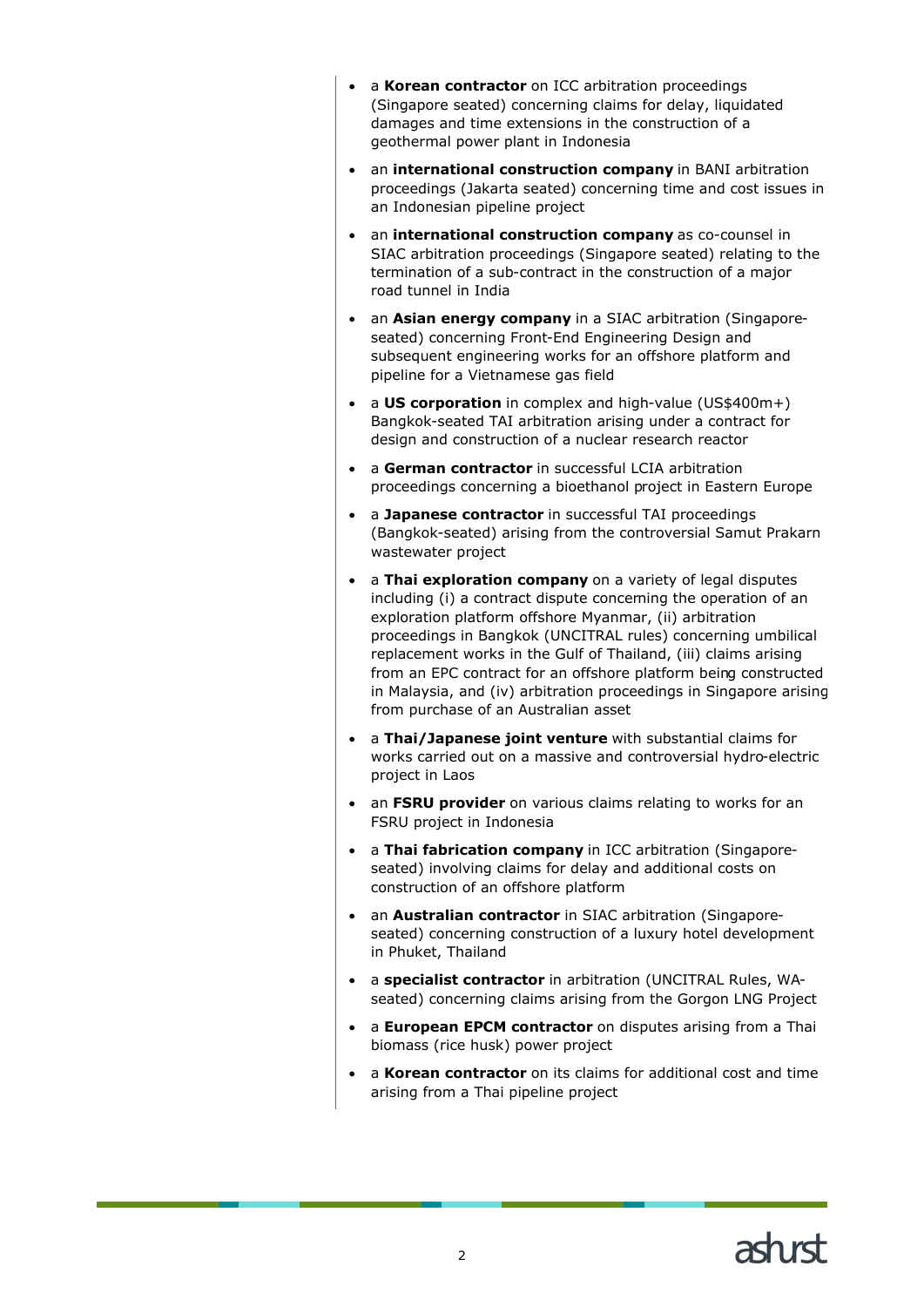- a **Korean contractor** on ICC arbitration proceedings (Singapore seated) concerning claims for delay, liquidated damages and time extensions in the construction of a geothermal power plant in Indonesia
- an **international construction company** in BANI arbitration proceedings (Jakarta seated) concerning time and cost issues in an Indonesian pipeline project
- an **international construction company** as co-counsel in SIAC arbitration proceedings (Singapore seated) relating to the termination of a sub-contract in the construction of a major road tunnel in India
- an **Asian energy company** in a SIAC arbitration (Singapore-seated) concerning Front-End Engineering Design and subsequent engineering works for an offshore platform and pipeline for a Vietnamese gas field
- a **US corporation** in complex and high-value (US$400m+) Bangkok-seated TAI arbitration arising under a contract for design and construction of a nuclear research reactor
- a **German contractor** in successful LCIA arbitration proceedings concerning a bioethanol project in Eastern Europe
- a **Japanese contractor** in successful TAI proceedings (Bangkok-seated) arising from the controversial Samut Prakarn wastewater project
- a **Thai exploration company** on a variety of legal disputes including (i) a contract dispute concerning the operation of an exploration platform offshore Myanmar, (ii) arbitration proceedings in Bangkok (UNCITRAL rules) concerning umbilical replacement works in the Gulf of Thailand, (iii) claims arising from an EPC contract for an offshore platform being constructed in Malaysia, and (iv) arbitration proceedings in Singapore arising from purchase of an Australian asset
- a **Thai/Japanese joint venture** with substantial claims for works carried out on a massive and controversial hydro-electric project in Laos
- an **FSRU provider** on various claims relating to works for an FSRU project in Indonesia
- a **Thai fabrication company** in ICC arbitration (Singapore-seated) involving claims for delay and additional costs on construction of an offshore platform
- an **Australian contractor** in SIAC arbitration (Singapore-seated) concerning construction of a luxury hotel development in Phuket, Thailand
- a **specialist contractor** in arbitration (UNCITRAL Rules, WA-seated) concerning claims arising from the Gorgon LNG Project
- a **European EPCM contractor** on disputes arising from a Thai biomass (rice husk) power project
- a **Korean contractor** on its claims for additional cost and time arising from a Thai pipeline project